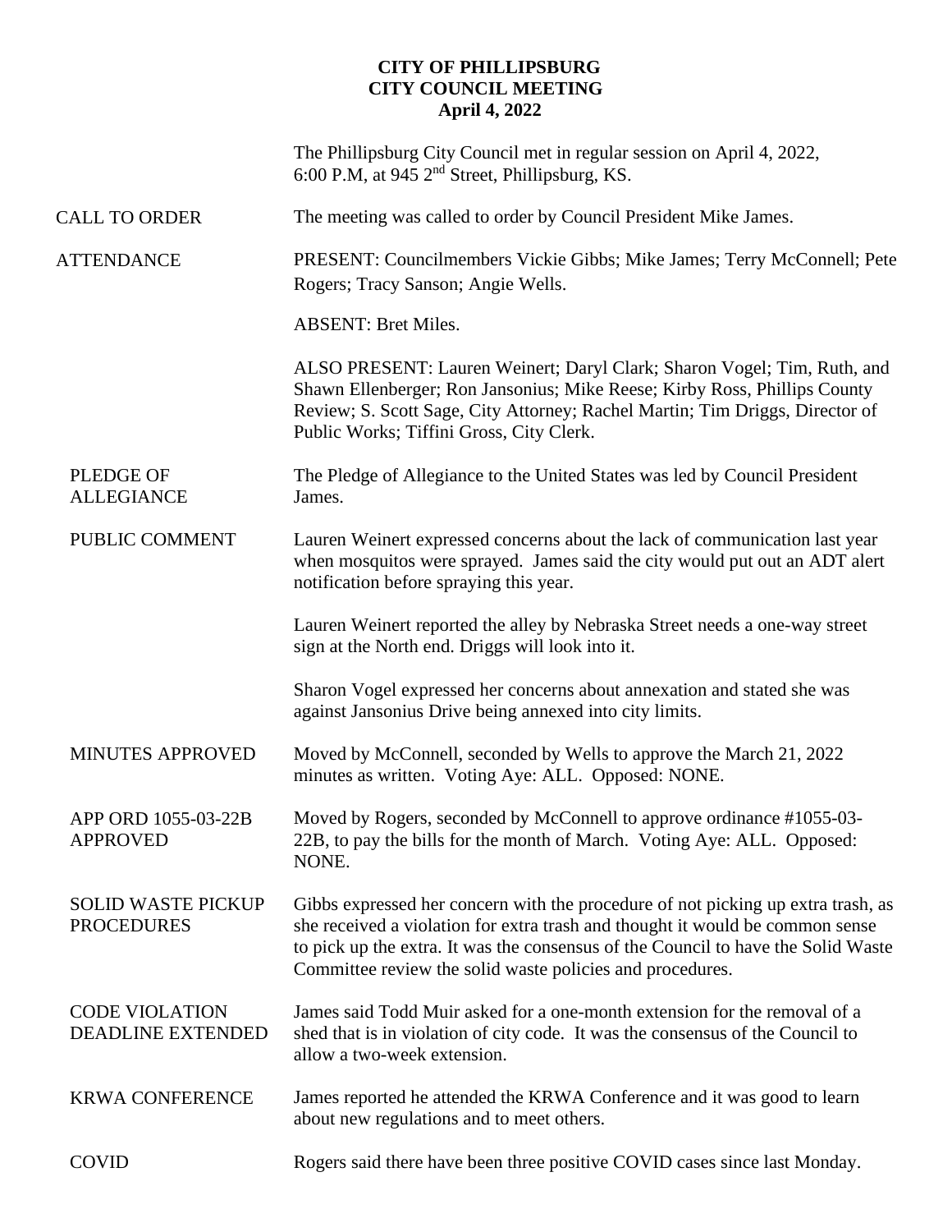# CITY OF PHILLIPSBURG
## CITY COUNCIL MEETING
### April 4, 2022

The Phillipsburg City Council met in regular session on April 4, 2022, 6:00 P.M, at 945 2nd Street, Phillipsburg, KS.

**CALL TO ORDER** — The meeting was called to order by Council President Mike James.

**ATTENDANCE** — PRESENT: Councilmembers Vickie Gibbs; Mike James; Terry McConnell; Pete Rogers; Tracy Sanson; Angie Wells.

ABSENT: Bret Miles.

ALSO PRESENT: Lauren Weinert; Daryl Clark; Sharon Vogel; Tim, Ruth, and Shawn Ellenberger; Ron Jansonius; Mike Reese; Kirby Ross, Phillips County Review; S. Scott Sage, City Attorney; Rachel Martin; Tim Driggs, Director of Public Works; Tiffini Gross, City Clerk.

**PLEDGE OF ALLEGIANCE** — The Pledge of Allegiance to the United States was led by Council President James.

**PUBLIC COMMENT** — Lauren Weinert expressed concerns about the lack of communication last year when mosquitos were sprayed. James said the city would put out an ADT alert notification before spraying this year.

Lauren Weinert reported the alley by Nebraska Street needs a one-way street sign at the North end. Driggs will look into it.

Sharon Vogel expressed her concerns about annexation and stated she was against Jansonius Drive being annexed into city limits.

**MINUTES APPROVED** — Moved by McConnell, seconded by Wells to approve the March 21, 2022 minutes as written. Voting Aye: ALL. Opposed: NONE.

**APP ORD 1055-03-22B APPROVED** — Moved by Rogers, seconded by McConnell to approve ordinance #1055-03-22B, to pay the bills for the month of March. Voting Aye: ALL. Opposed: NONE.

**SOLID WASTE PICKUP PROCEDURES** — Gibbs expressed her concern with the procedure of not picking up extra trash, as she received a violation for extra trash and thought it would be common sense to pick up the extra. It was the consensus of the Council to have the Solid Waste Committee review the solid waste policies and procedures.

**CODE VIOLATION DEADLINE EXTENDED** — James said Todd Muir asked for a one-month extension for the removal of a shed that is in violation of city code. It was the consensus of the Council to allow a two-week extension.

**KRWA CONFERENCE** — James reported he attended the KRWA Conference and it was good to learn about new regulations and to meet others.

**COVID** — Rogers said there have been three positive COVID cases since last Monday.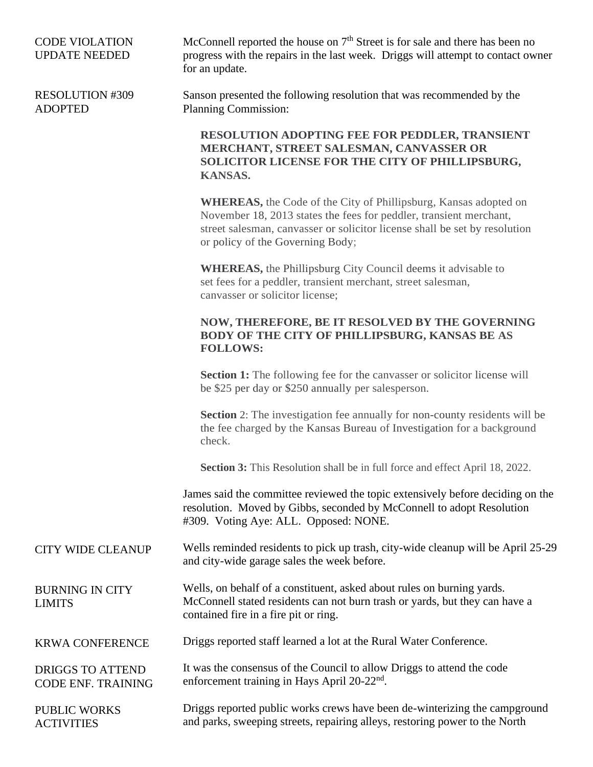**CODE VIOLATION UPDATE NEEDED**

McConnell reported the house on 7th Street is for sale and there has been no progress with the repairs in the last week. Driggs will attempt to contact owner for an update.

**RESOLUTION #309 ADOPTED**

Sanson presented the following resolution that was recommended by the Planning Commission:

**RESOLUTION ADOPTING FEE FOR PEDDLER, TRANSIENT MERCHANT, STREET SALESMAN, CANVASSER OR SOLICITOR LICENSE FOR THE CITY OF PHILLIPSBURG, KANSAS.**

**WHEREAS,** the Code of the City of Phillipsburg, Kansas adopted on November 18, 2013 states the fees for peddler, transient merchant, street salesman, canvasser or solicitor license shall be set by resolution or policy of the Governing Body;

**WHEREAS,** the Phillipsburg City Council deems it advisable to set fees for a peddler, transient merchant, street salesman, canvasser or solicitor license;

**NOW, THEREFORE, BE IT RESOLVED BY THE GOVERNING BODY OF THE CITY OF PHILLIPSBURG, KANSAS BE AS FOLLOWS:**

**Section 1:** The following fee for the canvasser or solicitor license will be $25 per day or $250 annually per salesperson.

**Section** 2: The investigation fee annually for non-county residents will be the fee charged by the Kansas Bureau of Investigation for a background check.

**Section 3:** This Resolution shall be in full force and effect April 18, 2022.

James said the committee reviewed the topic extensively before deciding on the resolution. Moved by Gibbs, seconded by McConnell to adopt Resolution #309. Voting Aye: ALL. Opposed: NONE.

**CITY WIDE CLEANUP**

Wells reminded residents to pick up trash, city-wide cleanup will be April 25-29 and city-wide garage sales the week before.

**BURNING IN CITY LIMITS**

Wells, on behalf of a constituent, asked about rules on burning yards. McConnell stated residents can not burn trash or yards, but they can have a contained fire in a fire pit or ring.

**KRWA CONFERENCE**

Driggs reported staff learned a lot at the Rural Water Conference.

**DRIGGS TO ATTEND CODE ENF. TRAINING**

It was the consensus of the Council to allow Driggs to attend the code enforcement training in Hays April 20-22nd.

**PUBLIC WORKS ACTIVITIES**

Driggs reported public works crews have been de-winterizing the campground and parks, sweeping streets, repairing alleys, restoring power to the North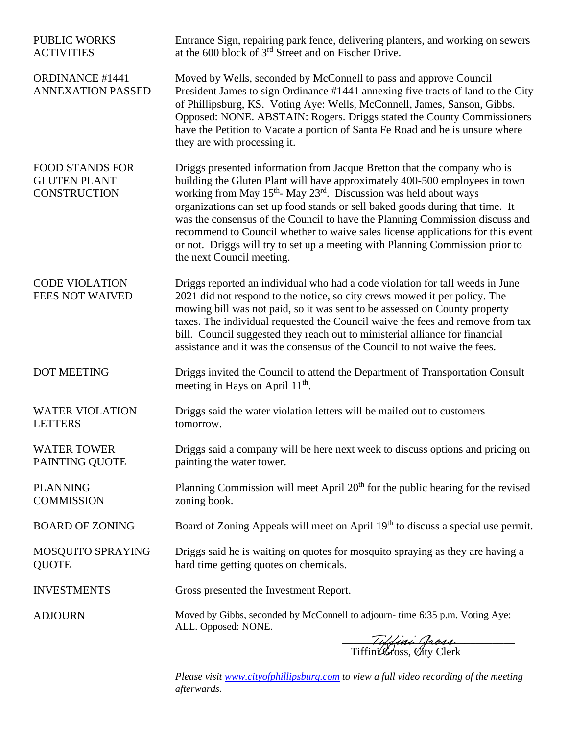**PUBLIC WORKS ACTIVITIES** — Entrance Sign, repairing park fence, delivering planters, and working on sewers at the 600 block of 3rd Street and on Fischer Drive.

**ORDINANCE #1441 ANNEXATION PASSED** — Moved by Wells, seconded by McConnell to pass and approve Council President James to sign Ordinance #1441 annexing five tracts of land to the City of Phillipsburg, KS. Voting Aye: Wells, McConnell, James, Sanson, Gibbs. Opposed: NONE. ABSTAIN: Rogers. Driggs stated the County Commissioners have the Petition to Vacate a portion of Santa Fe Road and he is unsure where they are with processing it.

**FOOD STANDS FOR GLUTEN PLANT CONSTRUCTION** — Driggs presented information from Jacque Bretton that the company who is building the Gluten Plant will have approximately 400-500 employees in town working from May 15th- May 23rd. Discussion was held about ways organizations can set up food stands or sell baked goods during that time. It was the consensus of the Council to have the Planning Commission discuss and recommend to Council whether to waive sales license applications for this event or not. Driggs will try to set up a meeting with Planning Commission prior to the next Council meeting.

**CODE VIOLATION FEES NOT WAIVED** — Driggs reported an individual who had a code violation for tall weeds in June 2021 did not respond to the notice, so city crews mowed it per policy. The mowing bill was not paid, so it was sent to be assessed on County property taxes. The individual requested the Council waive the fees and remove from tax bill. Council suggested they reach out to ministerial alliance for financial assistance and it was the consensus of the Council to not waive the fees.

**DOT MEETING** — Driggs invited the Council to attend the Department of Transportation Consult meeting in Hays on April 11th.

**WATER VIOLATION LETTERS** — Driggs said the water violation letters will be mailed out to customers tomorrow.

**WATER TOWER PAINTING QUOTE** — Driggs said a company will be here next week to discuss options and pricing on painting the water tower.

**PLANNING COMMISSION** — Planning Commission will meet April 20th for the public hearing for the revised zoning book.

**BOARD OF ZONING** — Board of Zoning Appeals will meet on April 19th to discuss a special use permit.

**MOSQUITO SPRAYING QUOTE** — Driggs said he is waiting on quotes for mosquito spraying as they are having a hard time getting quotes on chemicals.

**INVESTMENTS** — Gross presented the Investment Report.

**ADJOURN** — Moved by Gibbs, seconded by McConnell to adjourn- time 6:35 p.m. Voting Aye: ALL. Opposed: NONE.

*Tiffini Gross*
Tiffini Gross, City Clerk

*Please visit [www.cityofphillipsburg.com](http://www.cityofphillipsburg.com) to view a full video recording of the meeting afterwards.*